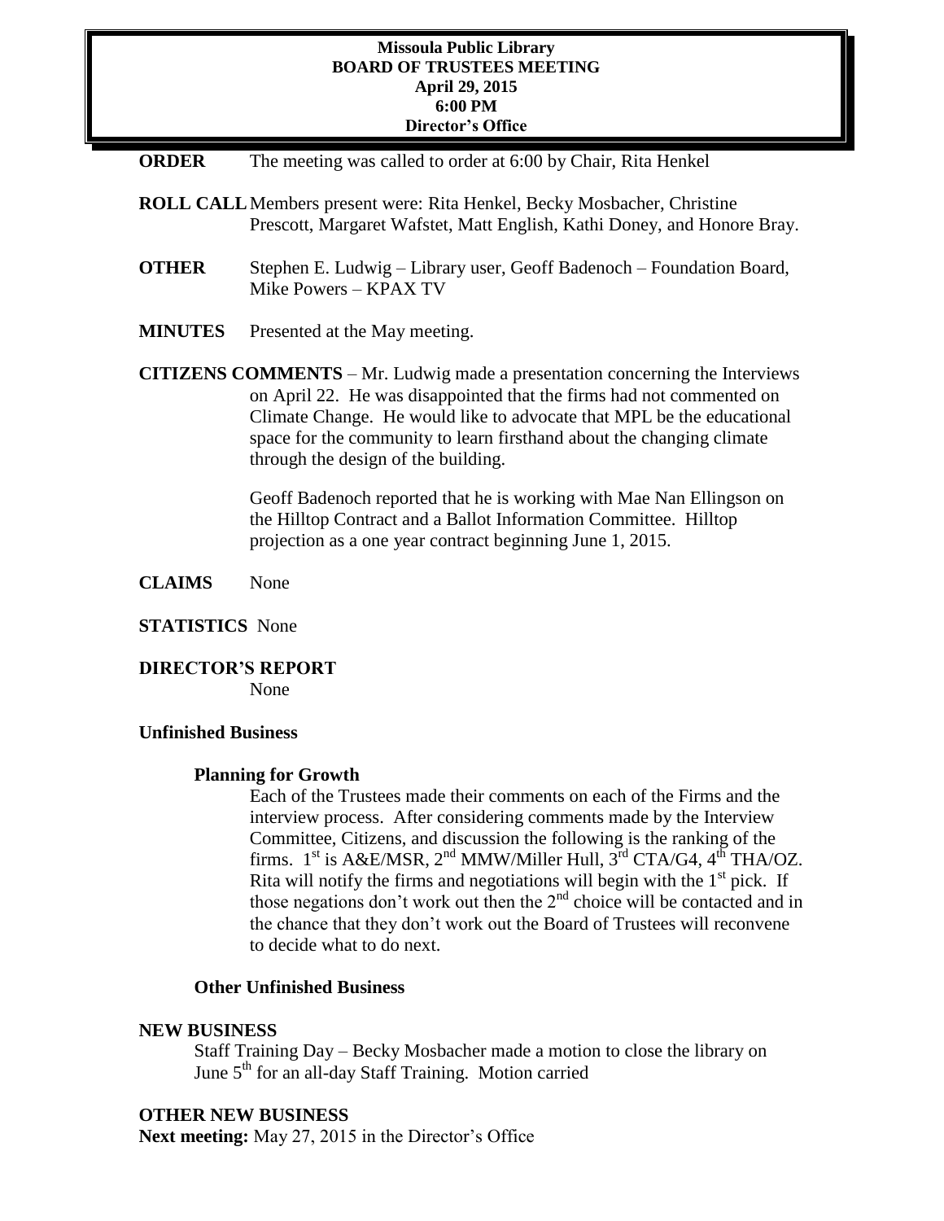# Missoula Public Library
## BOARD OF TRUSTEES MEETING
**April 29, 2015**
**6:00 PM**
**Director's Office**

**ORDER** The meeting was called to order at 6:00 by Chair, Rita Henkel

**ROLL CALL** Members present were: Rita Henkel, Becky Mosbacher, Christine Prescott, Margaret Wafstet, Matt English, Kathi Doney, and Honore Bray.

**OTHER** Stephen E. Ludwig – Library user, Geoff Badenoch – Foundation Board, Mike Powers – KPAX TV

**MINUTES** Presented at the May meeting.

**CITIZENS COMMENTS** – Mr. Ludwig made a presentation concerning the Interviews on April 22. He was disappointed that the firms had not commented on Climate Change. He would like to advocate that MPL be the educational space for the community to learn firsthand about the changing climate through the design of the building.

Geoff Badenoch reported that he is working with Mae Nan Ellingson on the Hilltop Contract and a Ballot Information Committee. Hilltop projection as a one year contract beginning June 1, 2015.

**CLAIMS** None

**STATISTICS** None

**DIRECTOR'S REPORT**
None

**Unfinished Business**

**Planning for Growth**

Each of the Trustees made their comments on each of the Firms and the interview process. After considering comments made by the Interview Committee, Citizens, and discussion the following is the ranking of the firms. 1st is A&E/MSR, 2nd MMW/Miller Hull, 3rd CTA/G4, 4th THA/OZ. Rita will notify the firms and negotiations will begin with the 1st pick. If those negations don't work out then the 2nd choice will be contacted and in the chance that they don't work out the Board of Trustees will reconvene to decide what to do next.

**Other Unfinished Business**

**NEW BUSINESS**

Staff Training Day – Becky Mosbacher made a motion to close the library on June 5th for an all-day Staff Training. Motion carried

**OTHER NEW BUSINESS**

**Next meeting:** May 27, 2015 in the Director's Office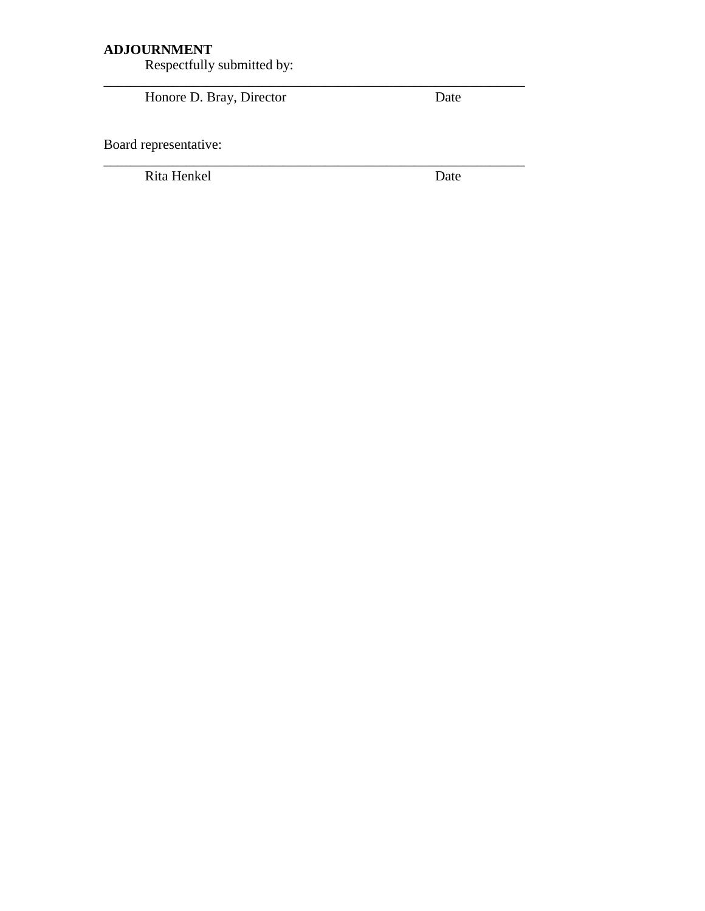**ADJOURNMENT**

Respectfully submitted by:

\_\_\_\_\_\_\_\_\_\_\_\_\_\_\_\_\_\_\_\_\_\_\_\_\_\_\_\_\_\_\_\_\_\_\_\_\_\_\_\_\_\_\_\_\_\_\_\_\_\_\_\_\_\_\_\_\_\_\_\_\_\_

Honore D. Bray, Director                                        Date

Board representative:

\_\_\_\_\_\_\_\_\_\_\_\_\_\_\_\_\_\_\_\_\_\_\_\_\_\_\_\_\_\_\_\_\_\_\_\_\_\_\_\_\_\_\_\_\_\_\_\_\_\_\_\_\_\_\_\_\_\_\_\_\_\_

Rita Henkel                                                              Date